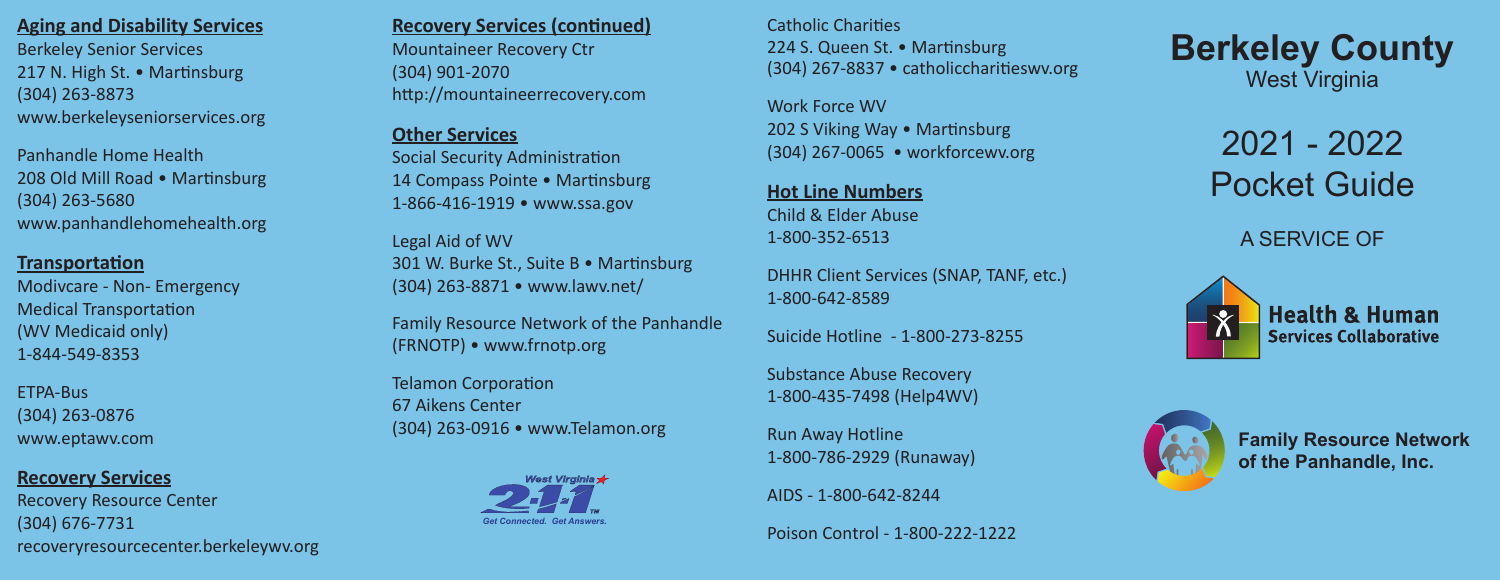### Aging and Disability Services

Berkeley Senior Services
217 N. High St. • Martinsburg
(304) 263-8873
www.berkeleyseniorservices.org

Panhandle Home Health
208 Old Mill Road • Martinsburg
(304) 263-5680
www.panhandlehomehealth.org

### Transportation

Modivcare - Non- Emergency Medical Transportation
(WV Medicaid only)
1-844-549-8353

ETPA-Bus
(304) 263-0876
www.eptawv.com

### Recovery Services

Recovery Resource Center
(304) 676-7731
recoveryresourcecenter.berkeleywv.org

### Recovery Services (continued)

Mountaineer Recovery Ctr
(304) 901-2070
http://mountaineerrecovery.com

### Other Services

Social Security Administration
14 Compass Pointe • Martinsburg
1-866-416-1919 • www.ssa.gov

Legal Aid of WV
301 W. Burke St., Suite B • Martinsburg
(304) 263-8871 • www.lawv.net/

Family Resource Network of the Panhandle (FRNOTP) • www.frnotp.org

Telamon Corporation
67 Aikens Center
(304) 263-0916 • www.Telamon.org

West Virginia 2-1-1
Get Connected. Get Answers.

Catholic Charities
224 S. Queen St. • Martinsburg
(304) 267-8837 • catholiccharitieswv.org

Work Force WV
202 S Viking Way • Martinsburg
(304) 267-0065 • workforcewv.org

### Hot Line Numbers

Child & Elder Abuse
1-800-352-6513

DHHR Client Services (SNAP, TANF, etc.)
1-800-642-8589

Suicide Hotline - 1-800-273-8255

Substance Abuse Recovery
1-800-435-7498 (Help4WV)

Run Away Hotline
1-800-786-2929 (Runaway)

AIDS - 1-800-642-8244

Poison Control - 1-800-222-1222

# Berkeley County
West Virginia

# 2021 - 2022 Pocket Guide

A SERVICE OF

Health & Human Services Collaborative

Family Resource Network of the Panhandle, Inc.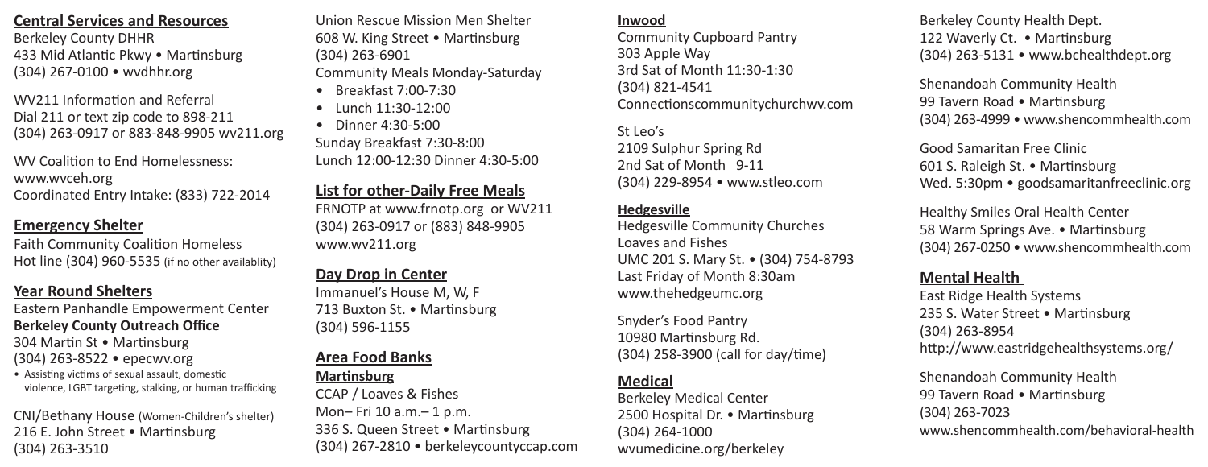## Central Services and Resources

Berkeley County DHHR
433 Mid Atlantic Pkwy • Martinsburg
(304) 267-0100 • wvdhhr.org

WV211 Information and Referral
Dial 211 or text zip code to 898-211
(304) 263-0917 or 883-848-9905 wv211.org

WV Coalition to End Homelessness:
www.wvceh.org
Coordinated Entry Intake: (833) 722-2014

## Emergency Shelter

Faith Community Coalition Homeless
Hot line (304) 960-5535 (if no other availablity)

## Year Round Shelters

Eastern Panhandle Empowerment Center
**Berkeley County Outreach Office**
304 Martin St • Martinsburg
(304) 263-8522 • epecwv.org

- Assisting victims of sexual assault, domestic violence, LGBT targeting, stalking, or human trafficking

CNI/Bethany House (Women-Children's shelter)
216 E. John Street • Martinsburg
(304) 263-3510

Union Rescue Mission Men Shelter
608 W. King Street • Martinsburg
(304) 263-6901
Community Meals Monday-Saturday

- Breakfast 7:00-7:30
- Lunch 11:30-12:00
- Dinner 4:30-5:00

Sunday Breakfast 7:30-8:00
Lunch 12:00-12:30 Dinner 4:30-5:00

## List for other-Daily Free Meals

FRNOTP at www.frnotp.org or WV211
(304) 263-0917 or (883) 848-9905
www.wv211.org

## Day Drop in Center

Immanuel's House M, W, F
713 Buxton St. • Martinsburg
(304) 596-1155

## Area Food Banks

### Martinsburg

CCAP / Loaves & Fishes
Mon– Fri 10 a.m.– 1 p.m.
336 S. Queen Street • Martinsburg
(304) 267-2810 • berkeleycountyccap.com

### Inwood

Community Cupboard Pantry
303 Apple Way
3rd Sat of Month 11:30-1:30
(304) 821-4541
Connectionscommunitychurchwv.com

St Leo's
2109 Sulphur Spring Rd
2nd Sat of Month 9-11
(304) 229-8954 • www.stleo.com

### Hedgesville

Hedgesville Community Churches
Loaves and Fishes
UMC 201 S. Mary St. • (304) 754-8793
Last Friday of Month 8:30am
www.thehedgeumc.org

Snyder's Food Pantry
10980 Martinsburg Rd.
(304) 258-3900 (call for day/time)

## Medical

Berkeley Medical Center
2500 Hospital Dr. • Martinsburg
(304) 264-1000
wvumedicine.org/berkeley

Berkeley County Health Dept.
122 Waverly Ct. • Martinsburg
(304) 263-5131 • www.bchealthdept.org

Shenandoah Community Health
99 Tavern Road • Martinsburg
(304) 263-4999 • www.shencommhealth.com

Good Samaritan Free Clinic
601 S. Raleigh St. • Martinsburg
Wed. 5:30pm • goodsamaritanfreeclinic.org

Healthy Smiles Oral Health Center
58 Warm Springs Ave. • Martinsburg
(304) 267-0250 • www.shencommhealth.com

## Mental Health

East Ridge Health Systems
235 S. Water Street • Martinsburg
(304) 263-8954
http://www.eastridgehealthsystems.org/

Shenandoah Community Health
99 Tavern Road • Martinsburg
(304) 263-7023
www.shencommhealth.com/behavioral-health